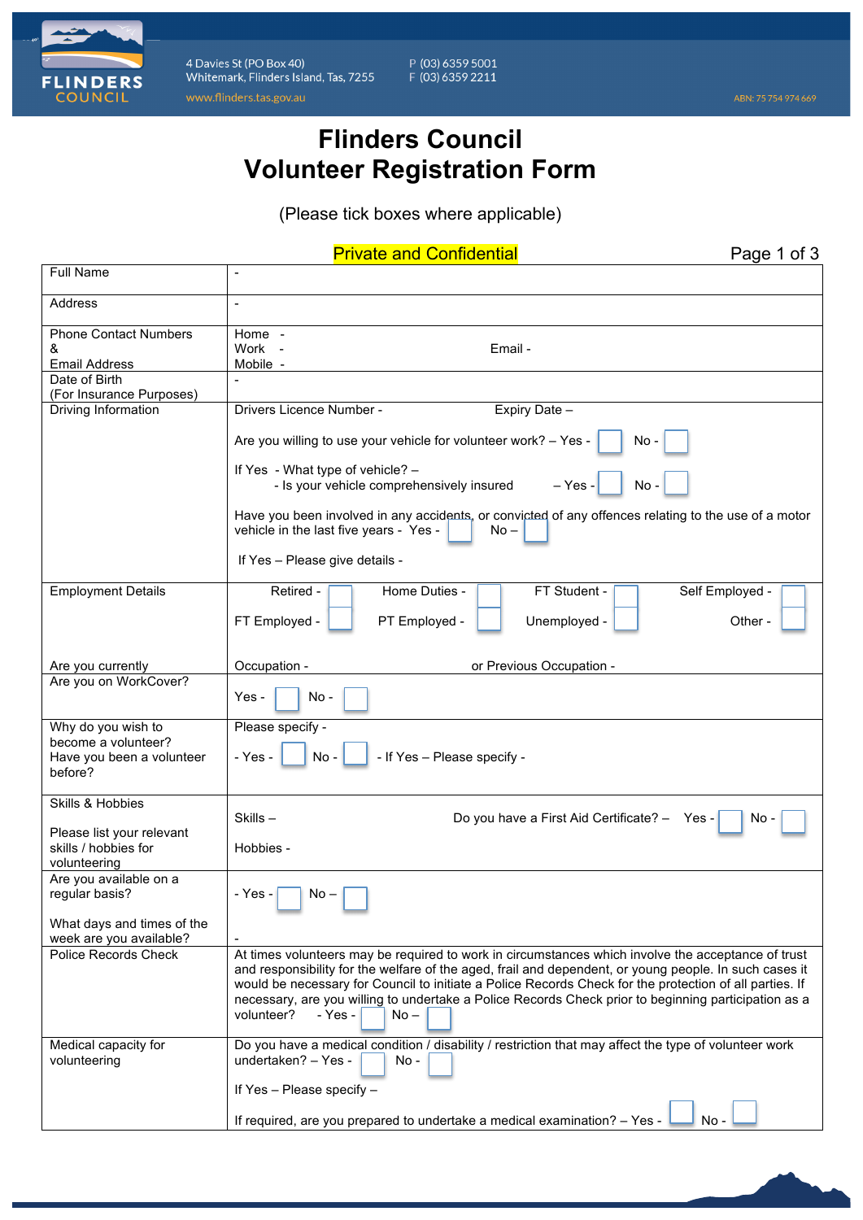4 Davies St (PO Box 40)
Whitemark, Flinders Island, Tas, 7255
www.flinders.tas.gov.au

P (03) 6359 5001
F (03) 6359 2211

ABN: 75 754 974 669

# Flinders Council
# Volunteer Registration Form

(Please tick boxes where applicable)

Private and Confidential

| | |
|---|---|
| Full Name | - |
| Address | - |
| Phone Contact Numbers & Email Address | Home - <br> Work - Email - <br> Mobile - |
| Date of Birth (For Insurance Purposes) | - |
| Driving Information | Drivers Licence Number - Expiry Date – <br><br> Are you willing to use your vehicle for volunteer work? – Yes - ☐ No - ☐ <br><br> If Yes - What type of vehicle? – <br> - Is your vehicle comprehensively insured – Yes - ☐ No - ☐ <br><br> Have you been involved in any accidents, or convicted of any offences relating to the use of a motor vehicle in the last five years - Yes - ☐ No – ☐ <br><br> If Yes – Please give details - |
| Employment Details <br><br> Are you currently | Retired - ☐ Home Duties - ☐ FT Student - ☐ Self Employed - ☐ <br> FT Employed - ☐ PT Employed - ☐ Unemployed - ☐ Other - ☐ <br><br> Occupation - or Previous Occupation - |
| Are you on WorkCover? | Yes - ☐ No - ☐ |
| Why do you wish to become a volunteer? <br> Have you been a volunteer before? | Please specify - <br><br> - Yes - ☐ No - ☐ - If Yes – Please specify - |
| Skills & Hobbies <br><br> Please list your relevant skills / hobbies for volunteering | Skills – Do you have a First Aid Certificate? – Yes - ☐ No - ☐ <br><br> Hobbies - |
| Are you available on a regular basis? <br><br> What days and times of the week are you available? | - Yes - ☐ No – ☐ <br><br> - |
| Police Records Check | At times volunteers may be required to work in circumstances which involve the acceptance of trust and responsibility for the welfare of the aged, frail and dependent, or young people. In such cases it would be necessary for Council to initiate a Police Records Check for the protection of all parties. If necessary, are you willing to undertake a Police Records Check prior to beginning participation as a volunteer? - Yes - ☐ No – ☐ |
| Medical capacity for volunteering | Do you have a medical condition / disability / restriction that may affect the type of volunteer work undertaken? – Yes - ☐ No - ☐ <br><br> If Yes – Please specify – <br><br> If required, are you prepared to undertake a medical examination? – Yes - ☐ No - ☐ |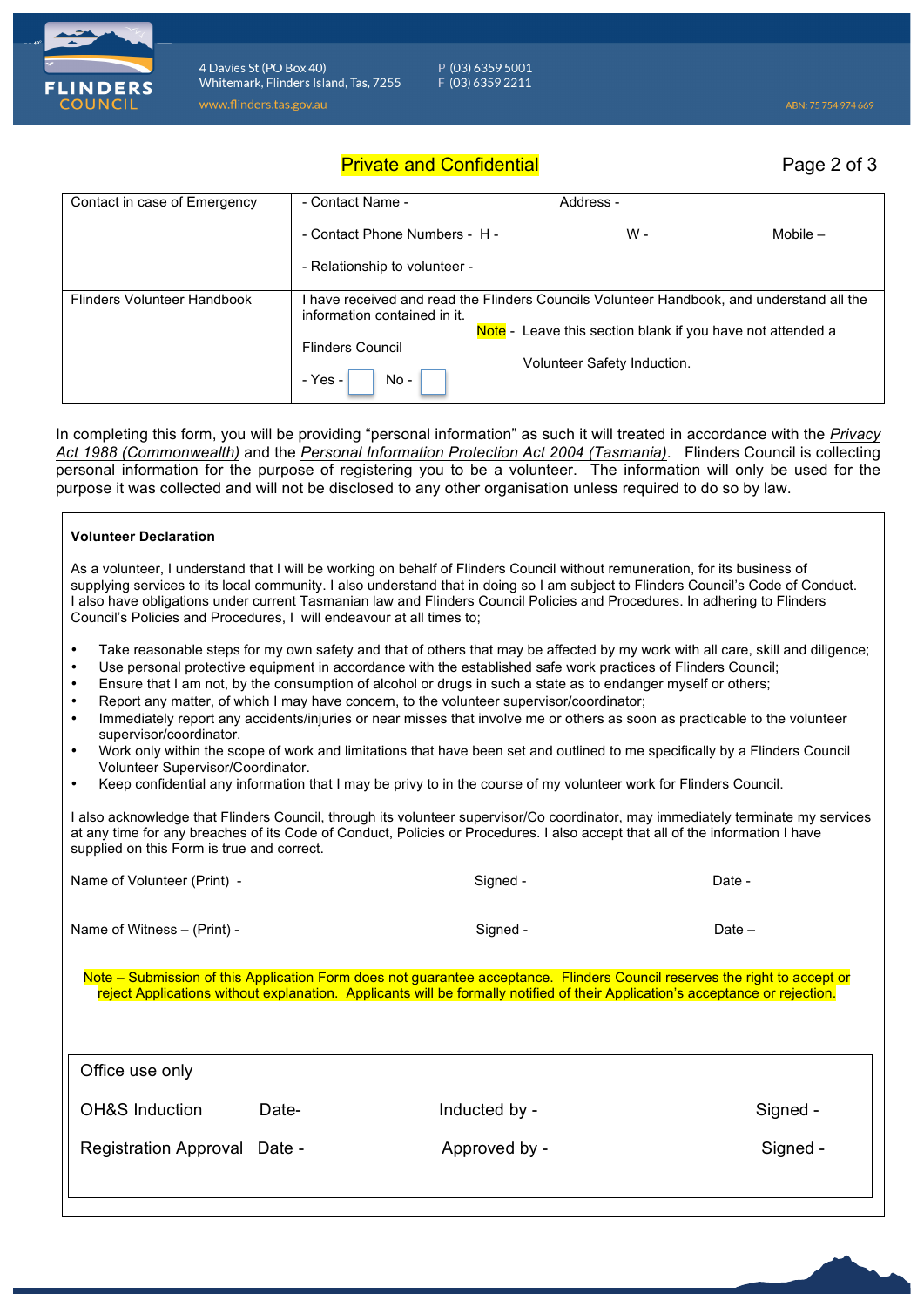Private and Confidential

| Contact in case of Emergency | - Contact Name - Address -<br><br>- Contact Phone Numbers - H - W - Mobile –<br><br>- Relationship to volunteer - |
|---|---|
| Flinders Volunteer Handbook | I have received and read the Flinders Councils Volunteer Handbook, and understand all the information contained in it.<br>Note - Leave this section blank if you have not attended a Flinders Council Volunteer Safety Induction.<br>- Yes - ☐ No - ☐ |

In completing this form, you will be providing "personal information" as such it will treated in accordance with the *Privacy Act 1988 (Commonwealth)* and the *Personal Information Protection Act 2004 (Tasmania)*. Flinders Council is collecting personal information for the purpose of registering you to be a volunteer. The information will only be used for the purpose it was collected and will not be disclosed to any other organisation unless required to do so by law.

**Volunteer Declaration**

As a volunteer, I understand that I will be working on behalf of Flinders Council without remuneration, for its business of supplying services to its local community. I also understand that in doing so I am subject to Flinders Council's Code of Conduct. I also have obligations under current Tasmanian law and Flinders Council Policies and Procedures. In adhering to Flinders Council's Policies and Procedures, I will endeavour at all times to;

- Take reasonable steps for my own safety and that of others that may be affected by my work with all care, skill and diligence;
- Use personal protective equipment in accordance with the established safe work practices of Flinders Council;
- Ensure that I am not, by the consumption of alcohol or drugs in such a state as to endanger myself or others;
- Report any matter, of which I may have concern, to the volunteer supervisor/coordinator;
- Immediately report any accidents/injuries or near misses that involve me or others as soon as practicable to the volunteer supervisor/coordinator.
- Work only within the scope of work and limitations that have been set and outlined to me specifically by a Flinders Council Volunteer Supervisor/Coordinator.
- Keep confidential any information that I may be privy to in the course of my volunteer work for Flinders Council.

I also acknowledge that Flinders Council, through its volunteer supervisor/Co coordinator, may immediately terminate my services at any time for any breaches of its Code of Conduct, Policies or Procedures. I also accept that all of the information I have supplied on this Form is true and correct.

Name of Volunteer (Print) - Signed - Date -

Name of Witness – (Print) - Signed - Date –

Note – Submission of this Application Form does not guarantee acceptance. Flinders Council reserves the right to accept or reject Applications without explanation. Applicants will be formally notified of their Application's acceptance or rejection.

| Office use only | | | |
|---|---|---|---|
| OH&S Induction | Date- | Inducted by - | Signed - |
| Registration Approval | Date - | Approved by - | Signed - |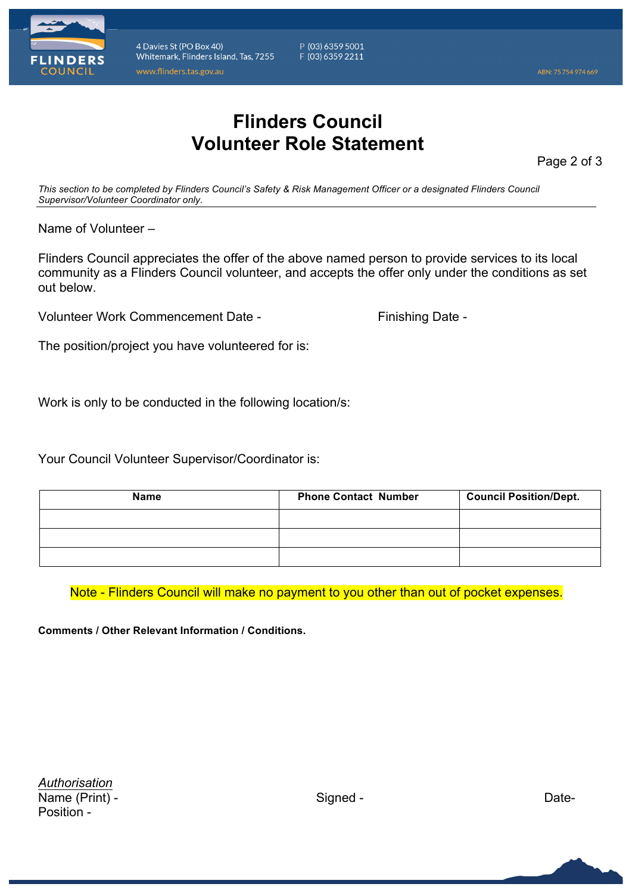# Flinders Council
# Volunteer Role Statement

*This section to be completed by Flinders Council's Safety & Risk Management Officer or a designated Flinders Council Supervisor/Volunteer Coordinator only.*

Name of Volunteer –

Flinders Council appreciates the offer of the above named person to provide services to its local community as a Flinders Council volunteer, and accepts the offer only under the conditions as set out below.

Volunteer Work Commencement Date - Finishing Date -

The position/project you have volunteered for is:

Work is only to be conducted in the following location/s:

Your Council Volunteer Supervisor/Coordinator is:

| Name | Phone Contact Number | Council Position/Dept. |
|---|---|---|
| | | |
| | | |
| | | |

Note - Flinders Council will make no payment to you other than out of pocket expenses.

**Comments / Other Relevant Information / Conditions.**

*Authorisation*

Name (Print) - Signed - Date-

Position -